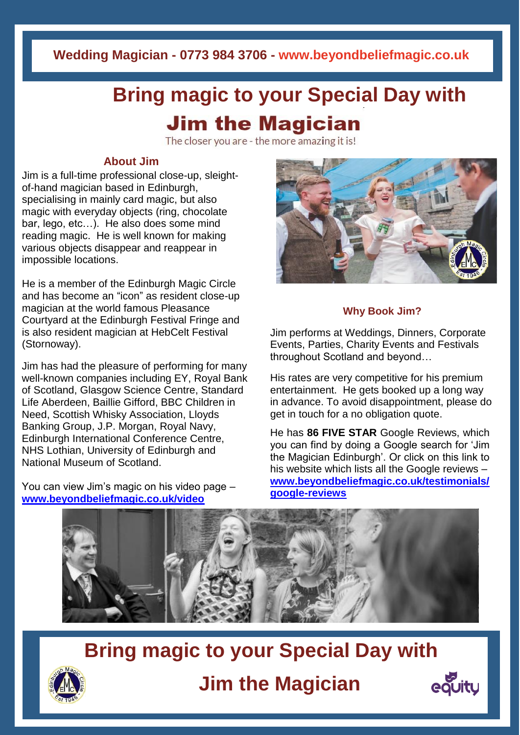**Wedding Magician - 0773 984 3706 - www.beyondbeliefmagic.co.uk**

# Bring magic to your Special Day with

# Jim the Magician

The closer you are - the more amazing it is!

## About Jim

Jim is a full-time professional close-up, sleight-of-hand magician based in Edinburgh, specialising in mainly card magic, but also magic with everyday objects (ring, chocolate bar, lego, etc…). He also does some mind reading magic. He is well known for making various objects disappear and reappear in impossible locations.

He is a member of the Edinburgh Magic Circle and has become an "icon" as resident close-up magician at the world famous Pleasance Courtyard at the Edinburgh Festival Fringe and is also resident magician at HebCelt Festival (Stornoway).

Jim has had the pleasure of performing for many well-known companies including EY, Royal Bank of Scotland, Glasgow Science Centre, Standard Life Aberdeen, Baillie Gifford, BBC Children in Need, Scottish Whisky Association, Lloyds Banking Group, J.P. Morgan, Royal Navy, Edinburgh International Conference Centre, NHS Lothian, University of Edinburgh and National Museum of Scotland.

You can view Jim's magic on his video page – [www.beyondbeliefmagic.co.uk/video](www.beyondbeliefmagic.co.uk/video)

## Why Book Jim?

Jim performs at Weddings, Dinners, Corporate Events, Parties, Charity Events and Festivals throughout Scotland and beyond…

His rates are very competitive for his premium entertainment. He gets booked up a long way in advance. To avoid disappointment, please do get in touch for a no obligation quote.

He has **86 FIVE STAR** Google Reviews, which you can find by doing a Google search for 'Jim the Magician Edinburgh'. Or click on this link to his website which lists all the Google reviews – [www.beyondbeliefmagic.co.uk/testimonials/google-reviews](www.beyondbeliefmagic.co.uk/testimonials/google-reviews)

## Bring magic to your Special Day with

## Jim the Magician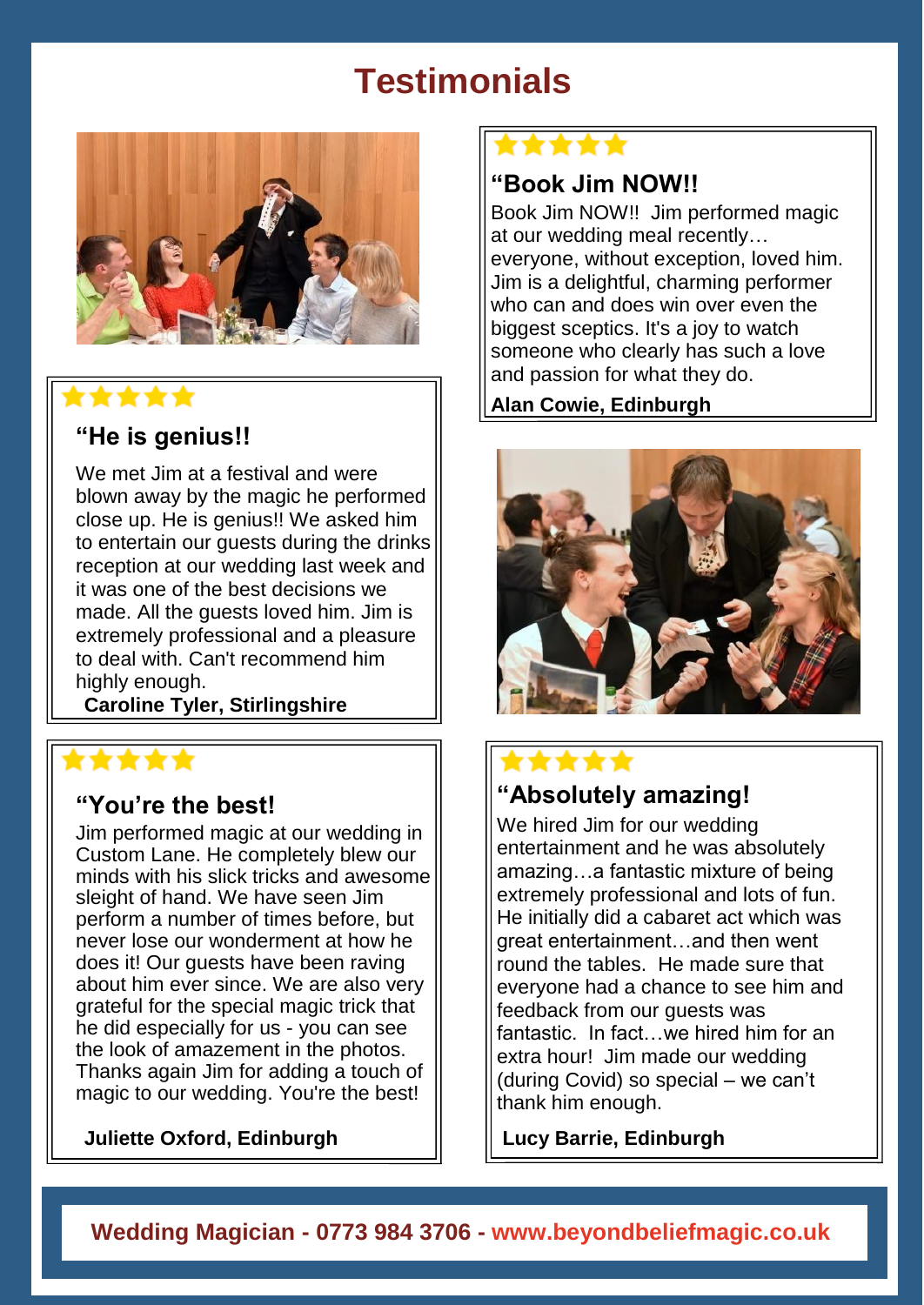# Testimonials

★★★★★

### "He is genius!!

We met Jim at a festival and were blown away by the magic he performed close up. He is genius!! We asked him to entertain our guests during the drinks reception at our wedding last week and it was one of the best decisions we made. All the guests loved him. Jim is extremely professional and a pleasure to deal with. Can't recommend him highly enough.

**Caroline Tyler, Stirlingshire**

★★★★★

### "You're the best!

Jim performed magic at our wedding in Custom Lane. He completely blew our minds with his slick tricks and awesome sleight of hand. We have seen Jim perform a number of times before, but never lose our wonderment at how he does it! Our guests have been raving about him ever since. We are also very grateful for the special magic trick that he did especially for us - you can see the look of amazement in the photos. Thanks again Jim for adding a touch of magic to our wedding. You're the best!

**Juliette Oxford, Edinburgh**

★★★★★

### "Book Jim NOW!!

Book Jim NOW!! Jim performed magic at our wedding meal recently… everyone, without exception, loved him. Jim is a delightful, charming performer who can and does win over even the biggest sceptics. It's a joy to watch someone who clearly has such a love and passion for what they do.

**Alan Cowie, Edinburgh**

★★★★★

### "Absolutely amazing!

We hired Jim for our wedding entertainment and he was absolutely amazing…a fantastic mixture of being extremely professional and lots of fun. He initially did a cabaret act which was great entertainment…and then went round the tables. He made sure that everyone had a chance to see him and feedback from our guests was fantastic. In fact…we hired him for an extra hour! Jim made our wedding (during Covid) so special – we can't thank him enough.

**Lucy Barrie, Edinburgh**

**Wedding Magician - 0773 984 3706 - www.beyondbeliefmagic.co.uk**